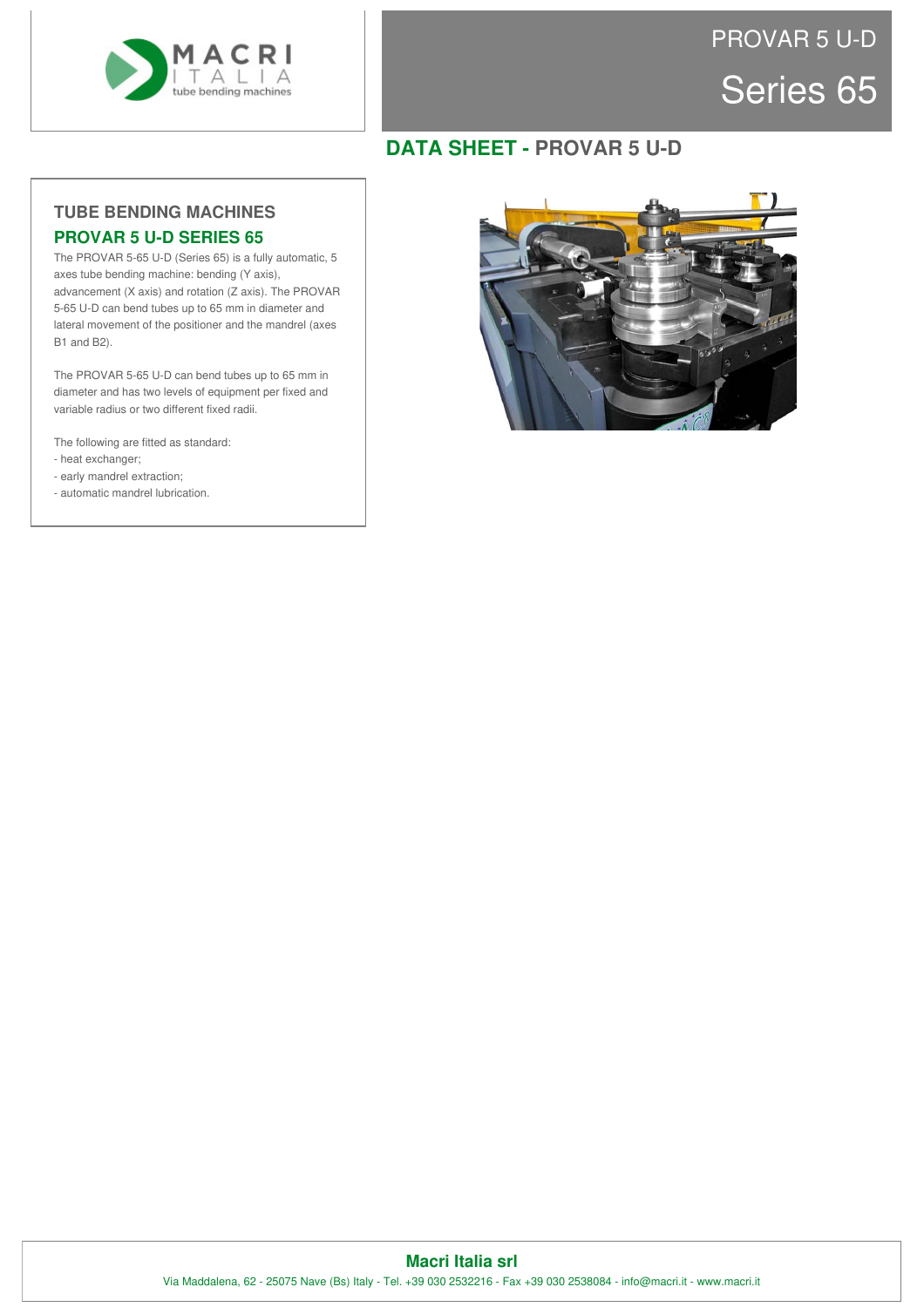# PROVAR 5 U-D

## Series 65

## DATA SHEET - PROVAR 5 U-D

### TUBE BENDING MACHINES

### PROVAR 5 U-D SERIES 65

The PROVAR 5-65 U-D (Series 65) is a fully automatic, 5 axes tube bending machine: bending (Y axis), advancement (X axis) and rotation (Z axis). The PROVAR 5-65 U-D can bend tubes up to 65 mm in diameter and lateral movement of the positioner and the mandrel (axes B1 and B2).

The PROVAR 5-65 U-D can bend tubes up to 65 mm in diameter and has two levels of equipment per fixed and variable radius or two different fixed radii.

The following are fitted as standard:
- heat exchanger;
- early mandrel extraction;
- automatic mandrel lubrication.

**Macri Italia srl**

Via Maddalena, 62 - 25075 Nave (Bs) Italy - Tel. +39 030 2532216 - Fax +39 030 2538084 - info@macri.it - www.macri.it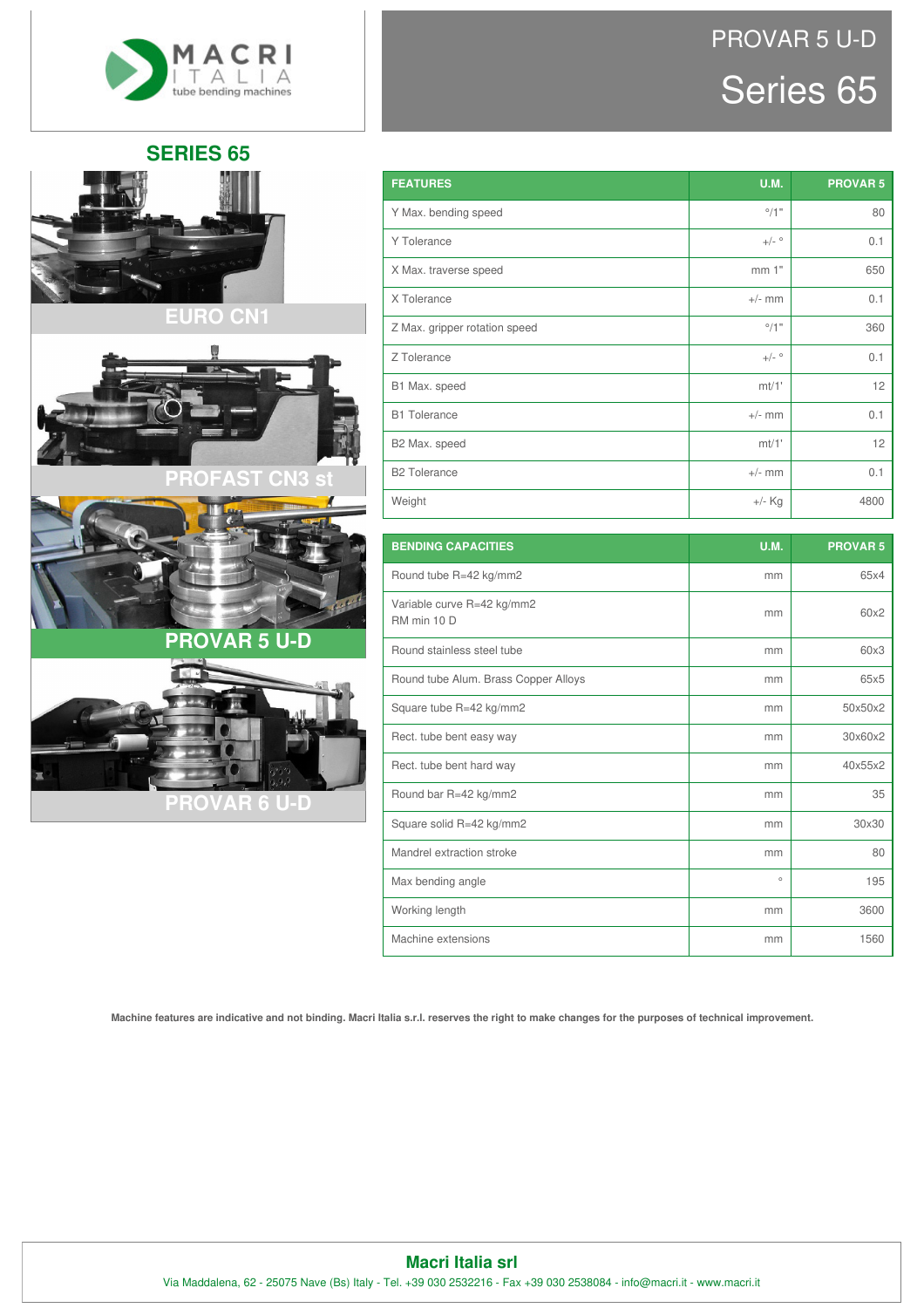# PROVAR 5 U-D

## Series 65

## SERIES 65

EURO CN1

PROFAST CN3 st

PROVAR 5 U-D

PROVAR 6 U-D

| FEATURES | U.M. | PROVAR 5 |
|---|---|---|
| Y Max. bending speed | °/1" | 80 |
| Y Tolerance | +/- ° | 0.1 |
| X Max. traverse speed | mm 1" | 650 |
| X Tolerance | +/- mm | 0.1 |
| Z Max. gripper rotation speed | °/1" | 360 |
| Z Tolerance | +/- ° | 0.1 |
| B1 Max. speed | mt/1' | 12 |
| B1 Tolerance | +/- mm | 0.1 |
| B2 Max. speed | mt/1' | 12 |
| B2 Tolerance | +/- mm | 0.1 |
| Weight | +/- Kg | 4800 |

| BENDING CAPACITIES | U.M. | PROVAR 5 |
|---|---|---|
| Round tube R=42 kg/mm2 | mm | 65x4 |
| Variable curve R=42 kg/mm2 RM min 10 D | mm | 60x2 |
| Round stainless steel tube | mm | 60x3 |
| Round tube Alum. Brass Copper Alloys | mm | 65x5 |
| Square tube R=42 kg/mm2 | mm | 50x50x2 |
| Rect. tube bent easy way | mm | 30x60x2 |
| Rect. tube bent hard way | mm | 40x55x2 |
| Round bar R=42 kg/mm2 | mm | 35 |
| Square solid R=42 kg/mm2 | mm | 30x30 |
| Mandrel extraction stroke | mm | 80 |
| Max bending angle | ° | 195 |
| Working length | mm | 3600 |
| Machine extensions | mm | 1560 |

**Machine features are indicative and not binding. Macri Italia s.r.l. reserves the right to make changes for the purposes of technical improvement.**

**Macri Italia srl**

Via Maddalena, 62 - 25075 Nave (Bs) Italy - Tel. +39 030 2532216 - Fax +39 030 2538084 - info@macri.it - www.macri.it